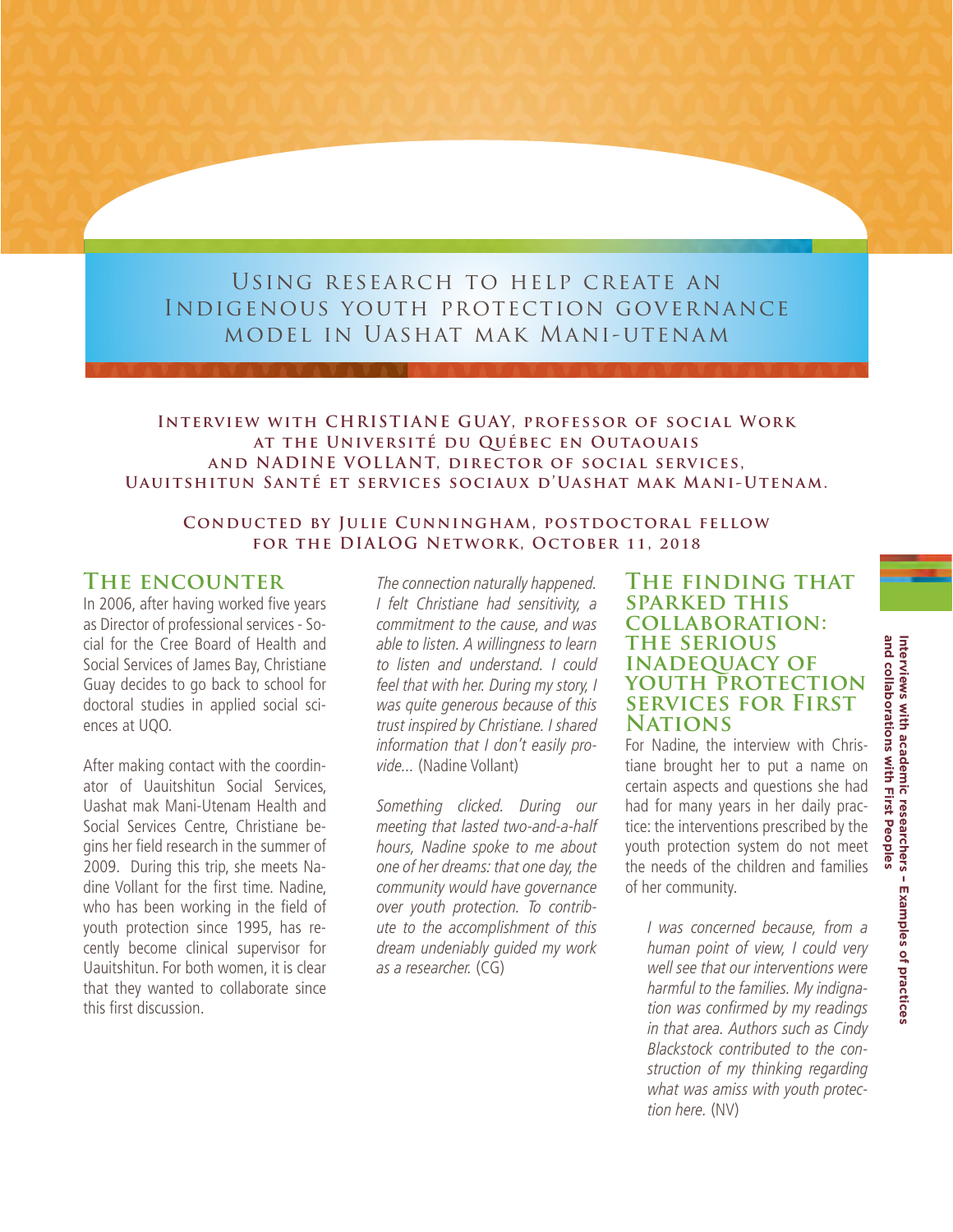# Using research to help create an Indigenous youth protection governance model in Uashat mak Mani-utenam

**Interview with CHRISTIANE GUAY, professor of social Work at the Université du Québec en Outaouais and NADINE VOLLANT, director of social services, Uauitshitun Santé et services sociaux d'Uashat mak Mani-Utenam.**

**Conducted by Julie Cunningham, postdoctoral fellow for the DIALOG Network, October 11, 2018**

## The encounter

In 2006, after having worked five years as Director of professional services - Social for the Cree Board of Health and Social Services of James Bay, Christiane Guay decides to go back to school for doctoral studies in applied social sciences at UQO.

After making contact with the coordinator of Uauitshitun Social Services, Uashat mak Mani-Utenam Health and Social Services Centre, Christiane begins her field research in the summer of 2009. During this trip, she meets Nadine Vollant for the first time. Nadine, who has been working in the field of youth protection since 1995, has recently become clinical supervisor for Uauitshitun. For both women, it is clear that they wanted to collaborate since this first discussion.

*The connection naturally happened. I felt Christiane had sensitivity, a commitment to the cause, and was able to listen. A willingness to learn to listen and understand. I could feel that with her. During my story, I was quite generous because of this trust inspired by Christiane. I shared information that I don't easily provide...* (Nadine Vollant)

*Something clicked. During our meeting that lasted two-and-a-half hours, Nadine spoke to me about one of her dreams: that one day, the community would have governance over youth protection. To contribute to the accomplishment of this dream undeniably guided my work as a researcher.* (CG)

## The finding that sparked this collaboration: the serious inadequacy of youth protection services for First Nations

For Nadine, the interview with Christiane brought her to put a name on certain aspects and questions she had had for many years in her daily practice: the interventions prescribed by the youth protection system do not meet the needs of the children and families of her community.

> *I was concerned because, from a human point of view, I could very well see that our interventions were harmful to the families. My indignation was confirmed by my readings in that area. Authors such as Cindy Blackstock contributed to the construction of my thinking regarding what was amiss with youth protection here.* (NV)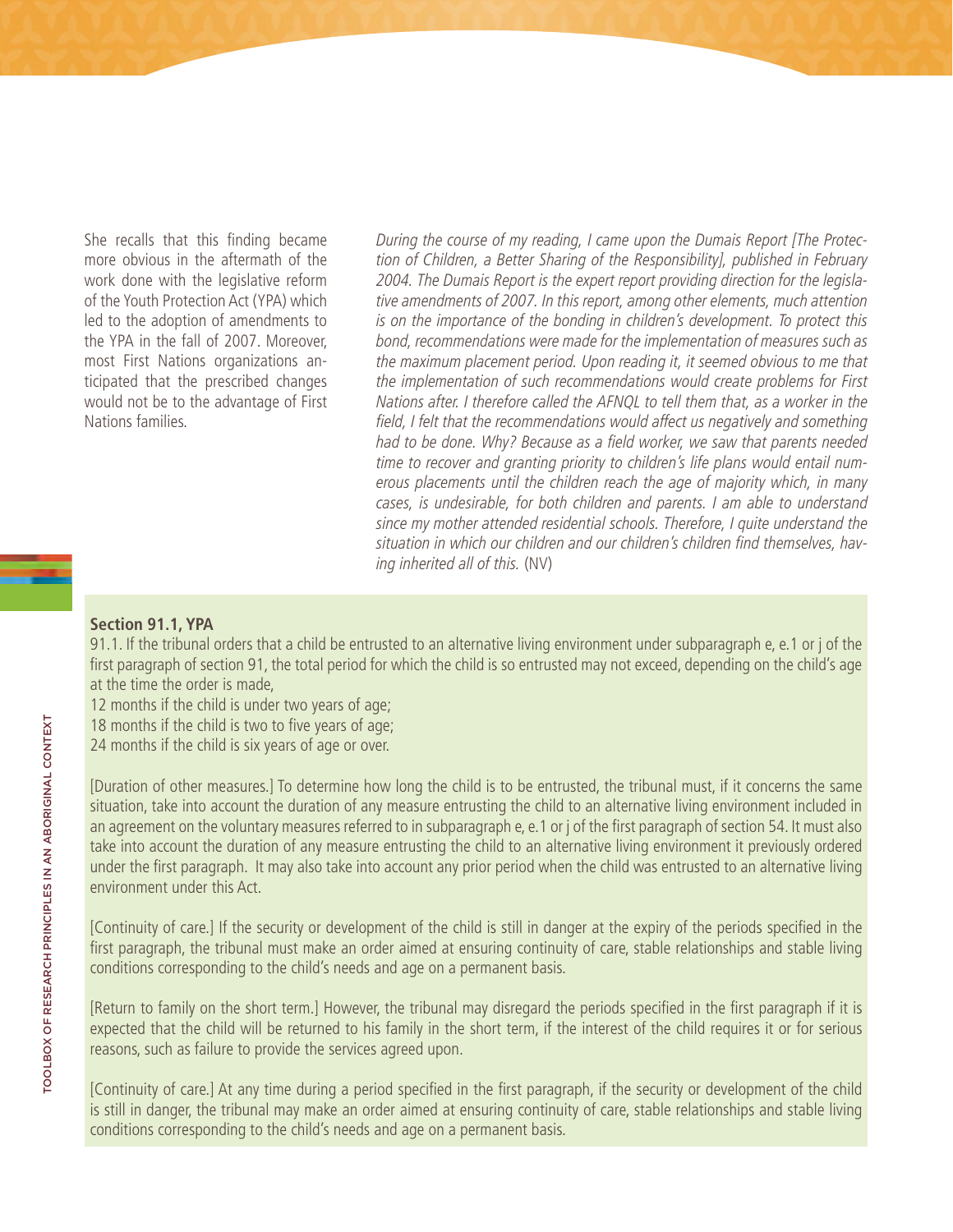She recalls that this finding became more obvious in the aftermath of the work done with the legislative reform of the Youth Protection Act (YPA) which led to the adoption of amendments to the YPA in the fall of 2007. Moreover, most First Nations organizations anticipated that the prescribed changes would not be to the advantage of First Nations families.

*During the course of my reading, I came upon the Dumais Report [The Protection of Children, a Better Sharing of the Responsibility], published in February 2004. The Dumais Report is the expert report providing direction for the legislative amendments of 2007. In this report, among other elements, much attention is on the importance of the bonding in children's development. To protect this bond, recommendations were made for the implementation of measures such as the maximum placement period. Upon reading it, it seemed obvious to me that the implementation of such recommendations would create problems for First Nations after. I therefore called the AFNQL to tell them that, as a worker in the field, I felt that the recommendations would affect us negatively and something had to be done. Why? Because as a field worker, we saw that parents needed time to recover and granting priority to children's life plans would entail numerous placements until the children reach the age of majority which, in many cases, is undesirable, for both children and parents. I am able to understand since my mother attended residential schools. Therefore, I quite understand the situation in which our children and our children's children find themselves, having inherited all of this.* (NV)

**Section 91.1, YPA**

91.1. If the tribunal orders that a child be entrusted to an alternative living environment under subparagraph e, e.1 or j of the first paragraph of section 91, the total period for which the child is so entrusted may not exceed, depending on the child's age at the time the order is made,

12 months if the child is under two years of age;
18 months if the child is two to five years of age;
24 months if the child is six years of age or over.

[Duration of other measures.] To determine how long the child is to be entrusted, the tribunal must, if it concerns the same situation, take into account the duration of any measure entrusting the child to an alternative living environment included in an agreement on the voluntary measures referred to in subparagraph e, e.1 or j of the first paragraph of section 54. It must also take into account the duration of any measure entrusting the child to an alternative living environment it previously ordered under the first paragraph. It may also take into account any prior period when the child was entrusted to an alternative living environment under this Act.

[Continuity of care.] If the security or development of the child is still in danger at the expiry of the periods specified in the first paragraph, the tribunal must make an order aimed at ensuring continuity of care, stable relationships and stable living conditions corresponding to the child's needs and age on a permanent basis.

[Return to family on the short term.] However, the tribunal may disregard the periods specified in the first paragraph if it is expected that the child will be returned to his family in the short term, if the interest of the child requires it or for serious reasons, such as failure to provide the services agreed upon.

[Continuity of care.] At any time during a period specified in the first paragraph, if the security or development of the child is still in danger, the tribunal may make an order aimed at ensuring continuity of care, stable relationships and stable living conditions corresponding to the child's needs and age on a permanent basis.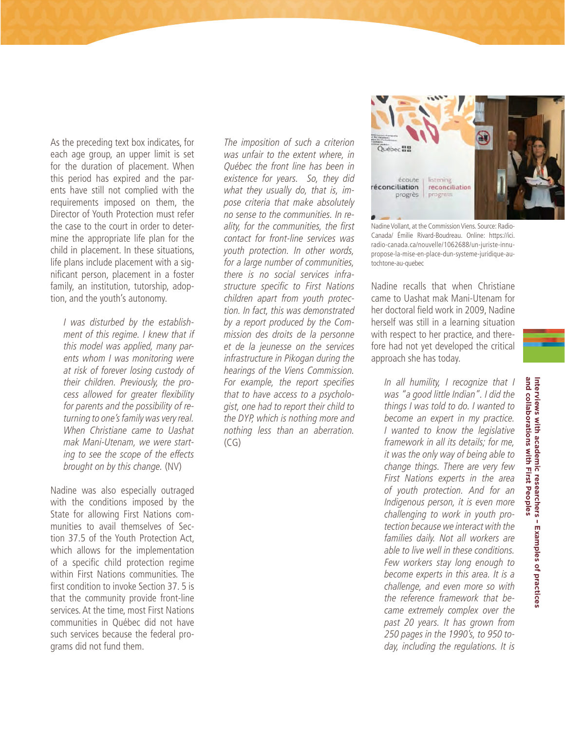As the preceding text box indicates, for each age group, an upper limit is set for the duration of placement. When this period has expired and the parents have still not complied with the requirements imposed on them, the Director of Youth Protection must refer the case to the court in order to determine the appropriate life plan for the child in placement. In these situations, life plans include placement with a significant person, placement in a foster family, an institution, tutorship, adoption, and the youth's autonomy.

> *I was disturbed by the establishment of this regime. I knew that if this model was applied, many parents whom I was monitoring were at risk of forever losing custody of their children. Previously, the process allowed for greater flexibility for parents and the possibility of returning to one's family was very real. When Christiane came to Uashat mak Mani-Utenam, we were starting to see the scope of the effects brought on by this change.* (NV)

Nadine was also especially outraged with the conditions imposed by the State for allowing First Nations communities to avail themselves of Section 37.5 of the Youth Protection Act, which allows for the implementation of a specific child protection regime within First Nations communities. The first condition to invoke Section 37. 5 is that the community provide front-line services. At the time, most First Nations communities in Québec did not have such services because the federal programs did not fund them.

> *The imposition of such a criterion was unfair to the extent where, in Québec the front line has been in existence for years. So, they did what they usually do, that is, impose criteria that make absolutely no sense to the communities. In reality, for the communities, the first contact for front-line services was youth protection. In other words, for a large number of communities, there is no social services infrastructure specific to First Nations children apart from youth protection. In fact, this was demonstrated by a report produced by the Commission des droits de la personne et de la jeunesse on the services infrastructure in Pikogan during the hearings of the Viens Commission. For example, the report specifies that to have access to a psychologist, one had to report their child to the DYP, which is nothing more and nothing less than an aberration.* (CG)

Nadine Vollant, at the Commission Viens. Source: Radio-Canada/ Émilie Rivard-Boudreau. Online: https://ici.radio-canada.ca/nouvelle/1062688/un-juriste-innu-propose-la-mise-en-place-dun-systeme-juridique-autochtone-au-quebec

Nadine recalls that when Christiane came to Uashat mak Mani-Utenam for her doctoral field work in 2009, Nadine herself was still in a learning situation with respect to her practice, and therefore had not yet developed the critical approach she has today.

> *In all humility, I recognize that I was "a good little Indian". I did the things I was told to do. I wanted to become an expert in my practice. I wanted to know the legislative framework in all its details; for me, it was the only way of being able to change things. There are very few First Nations experts in the area of youth protection. And for an Indigenous person, it is even more challenging to work in youth protection because we interact with the families daily. Not all workers are able to live well in these conditions. Few workers stay long enough to become experts in this area. It is a challenge, and even more so with the reference framework that became extremely complex over the past 20 years. It has grown from 250 pages in the 1990's, to 950 today, including the regulations. It is*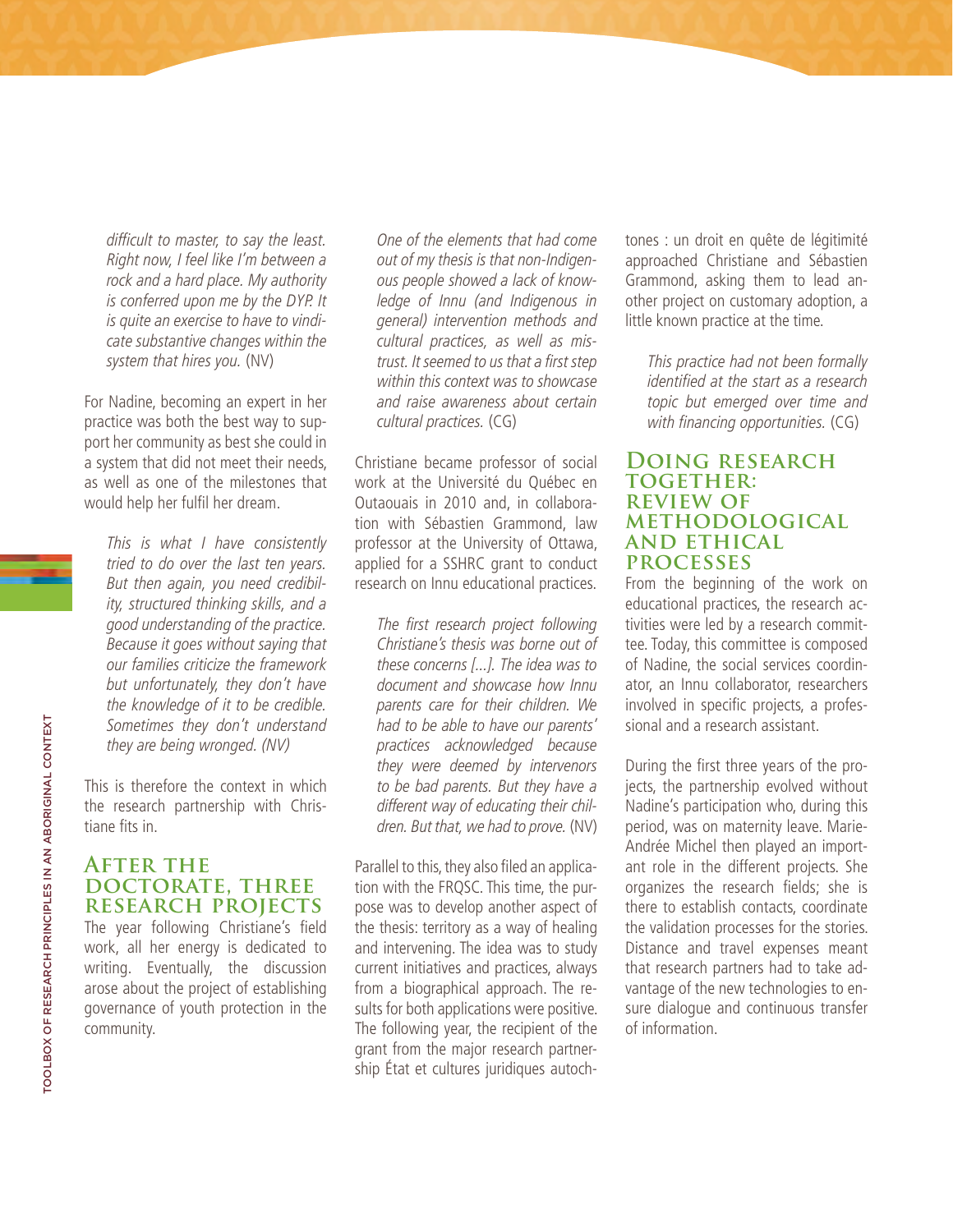*difficult to master, to say the least. Right now, I feel like I'm between a rock and a hard place. My authority is conferred upon me by the DYP. It is quite an exercise to have to vindicate substantive changes within the system that hires you.* (NV)

For Nadine, becoming an expert in her practice was both the best way to support her community as best she could in a system that did not meet their needs, as well as one of the milestones that would help her fulfil her dream.

> *This is what I have consistently tried to do over the last ten years. But then again, you need credibility, structured thinking skills, and a good understanding of the practice. Because it goes without saying that our families criticize the framework but unfortunately, they don't have the knowledge of it to be credible. Sometimes they don't understand they are being wronged. (NV)*

This is therefore the context in which the research partnership with Christiane fits in.

## After the doctorate, three research projects

The year following Christiane's field work, all her energy is dedicated to writing. Eventually, the discussion arose about the project of establishing governance of youth protection in the community.

> *One of the elements that had come out of my thesis is that non-Indigenous people showed a lack of knowledge of Innu (and Indigenous in general) intervention methods and cultural practices, as well as mistrust. It seemed to us that a first step within this context was to showcase and raise awareness about certain cultural practices.* (CG)

Christiane became professor of social work at the Université du Québec en Outaouais in 2010 and, in collaboration with Sébastien Grammond, law professor at the University of Ottawa, applied for a SSHRC grant to conduct research on Innu educational practices.

> *The first research project following Christiane's thesis was borne out of these concerns [...]. The idea was to document and showcase how Innu parents care for their children. We had to be able to have our parents' practices acknowledged because they were deemed by intervenors to be bad parents. But they have a different way of educating their children. But that, we had to prove.* (NV)

Parallel to this, they also filed an application with the FRQSC. This time, the purpose was to develop another aspect of the thesis: territory as a way of healing and intervening. The idea was to study current initiatives and practices, always from a biographical approach. The results for both applications were positive. The following year, the recipient of the grant from the major research partnership État et cultures juridiques autochtones : un droit en quête de légitimité approached Christiane and Sébastien Grammond, asking them to lead another project on customary adoption, a little known practice at the time.

> *This practice had not been formally identified at the start as a research topic but emerged over time and with financing opportunities.* (CG)

## Doing research together: review of methodological and ethical processes

From the beginning of the work on educational practices, the research activities were led by a research committee. Today, this committee is composed of Nadine, the social services coordinator, an Innu collaborator, researchers involved in specific projects, a professional and a research assistant.

During the first three years of the projects, the partnership evolved without Nadine's participation who, during this period, was on maternity leave. Marie-Andrée Michel then played an important role in the different projects. She organizes the research fields; she is there to establish contacts, coordinate the validation processes for the stories. Distance and travel expenses meant that research partners had to take advantage of the new technologies to ensure dialogue and continuous transfer of information.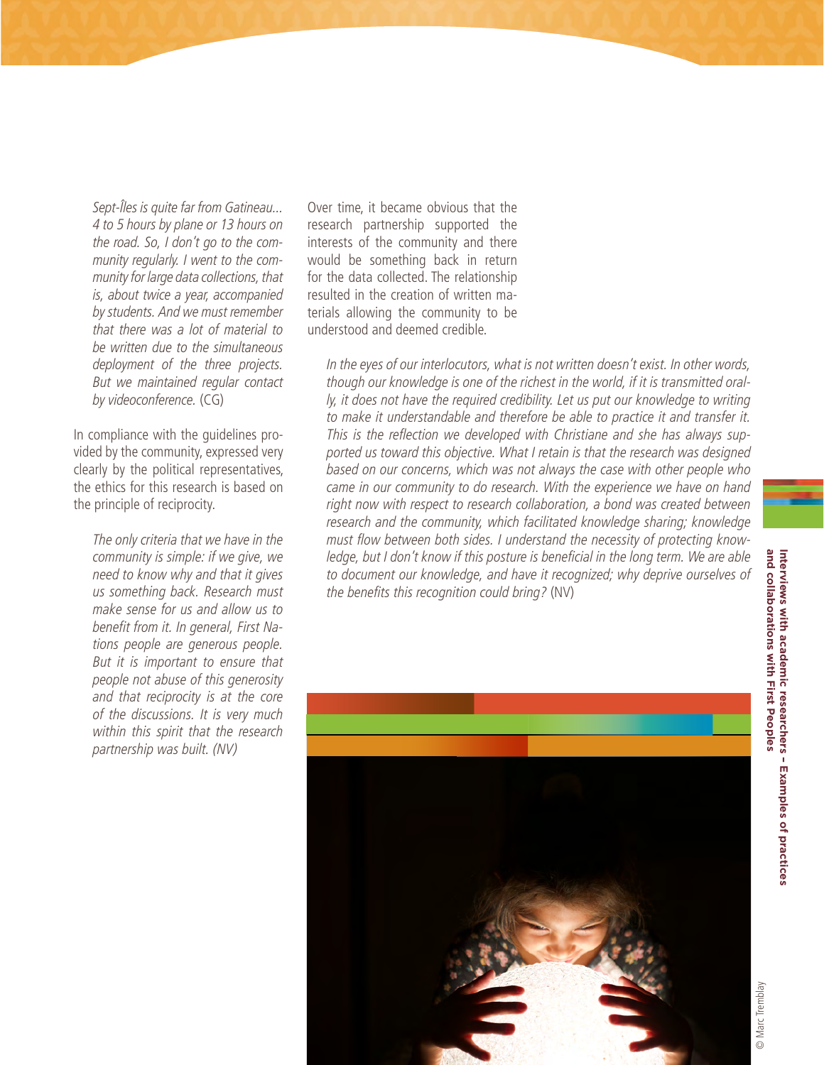*Sept-Îles is quite far from Gatineau... 4 to 5 hours by plane or 13 hours on the road. So, I don't go to the community regularly. I went to the community for large data collections, that is, about twice a year, accompanied by students. And we must remember that there was a lot of material to be written due to the simultaneous deployment of the three projects. But we maintained regular contact by videoconference.* (CG)

In compliance with the guidelines provided by the community, expressed very clearly by the political representatives, the ethics for this research is based on the principle of reciprocity.

*The only criteria that we have in the community is simple: if we give, we need to know why and that it gives us something back. Research must make sense for us and allow us to benefit from it. In general, First Nations people are generous people. But it is important to ensure that people not abuse of this generosity and that reciprocity is at the core of the discussions. It is very much within this spirit that the research partnership was built. (NV)*

Over time, it became obvious that the research partnership supported the interests of the community and there would be something back in return for the data collected. The relationship resulted in the creation of written materials allowing the community to be understood and deemed credible.

*In the eyes of our interlocutors, what is not written doesn't exist. In other words, though our knowledge is one of the richest in the world, if it is transmitted orally, it does not have the required credibility. Let us put our knowledge to writing to make it understandable and therefore be able to practice it and transfer it. This is the reflection we developed with Christiane and she has always supported us toward this objective. What I retain is that the research was designed based on our concerns, which was not always the case with other people who came in our community to do research. With the experience we have on hand right now with respect to research collaboration, a bond was created between research and the community, which facilitated knowledge sharing; knowledge must flow between both sides. I understand the necessity of protecting knowledge, but I don't know if this posture is beneficial in the long term. We are able to document our knowledge, and have it recognized; why deprive ourselves of the benefits this recognition could bring?* (NV)

© Marc Tremblay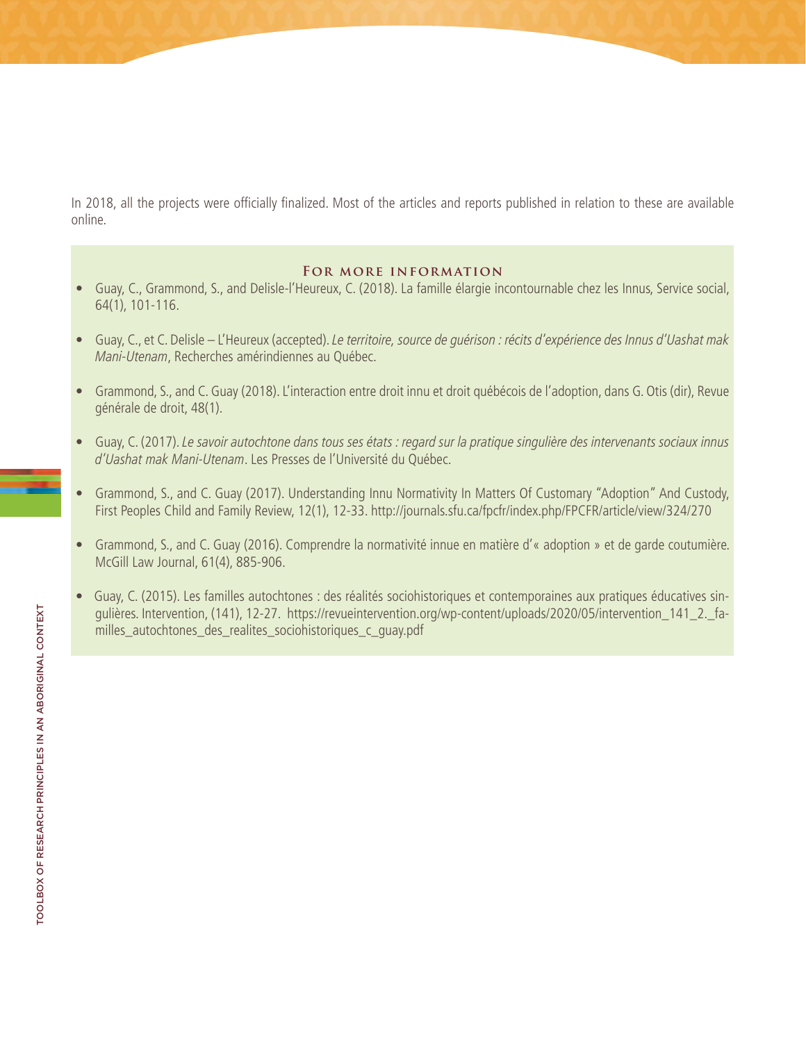In 2018, all the projects were officially finalized. Most of the articles and reports published in relation to these are available online.

### For more information

- Guay, C., Grammond, S., and Delisle-l'Heureux, C. (2018). La famille élargie incontournable chez les Innus, Service social, 64(1), 101-116.
- Guay, C., et C. Delisle – L'Heureux (accepted). *Le territoire, source de guérison : récits d'expérience des Innus d'Uashat mak Mani-Utenam*, Recherches amérindiennes au Québec.
- Grammond, S., and C. Guay (2018). L'interaction entre droit innu et droit québécois de l'adoption, dans G. Otis (dir), Revue générale de droit, 48(1).
- Guay, C. (2017). *Le savoir autochtone dans tous ses états : regard sur la pratique singulière des intervenants sociaux innus d'Uashat mak Mani-Utenam*. Les Presses de l'Université du Québec.
- Grammond, S., and C. Guay (2017). Understanding Innu Normativity In Matters Of Customary "Adoption" And Custody, First Peoples Child and Family Review, 12(1), 12-33. http://journals.sfu.ca/fpcfr/index.php/FPCFR/article/view/324/270
- Grammond, S., and C. Guay (2016). Comprendre la normativité innue en matière d'« adoption » et de garde coutumière. McGill Law Journal, 61(4), 885-906.
- Guay, C. (2015). Les familles autochtones : des réalités sociohistoriques et contemporaines aux pratiques éducatives singulières. Intervention, (141), 12-27. https://revueintervention.org/wp-content/uploads/2020/05/intervention_141_2._familles_autochtones_des_realites_sociohistoriques_c_guay.pdf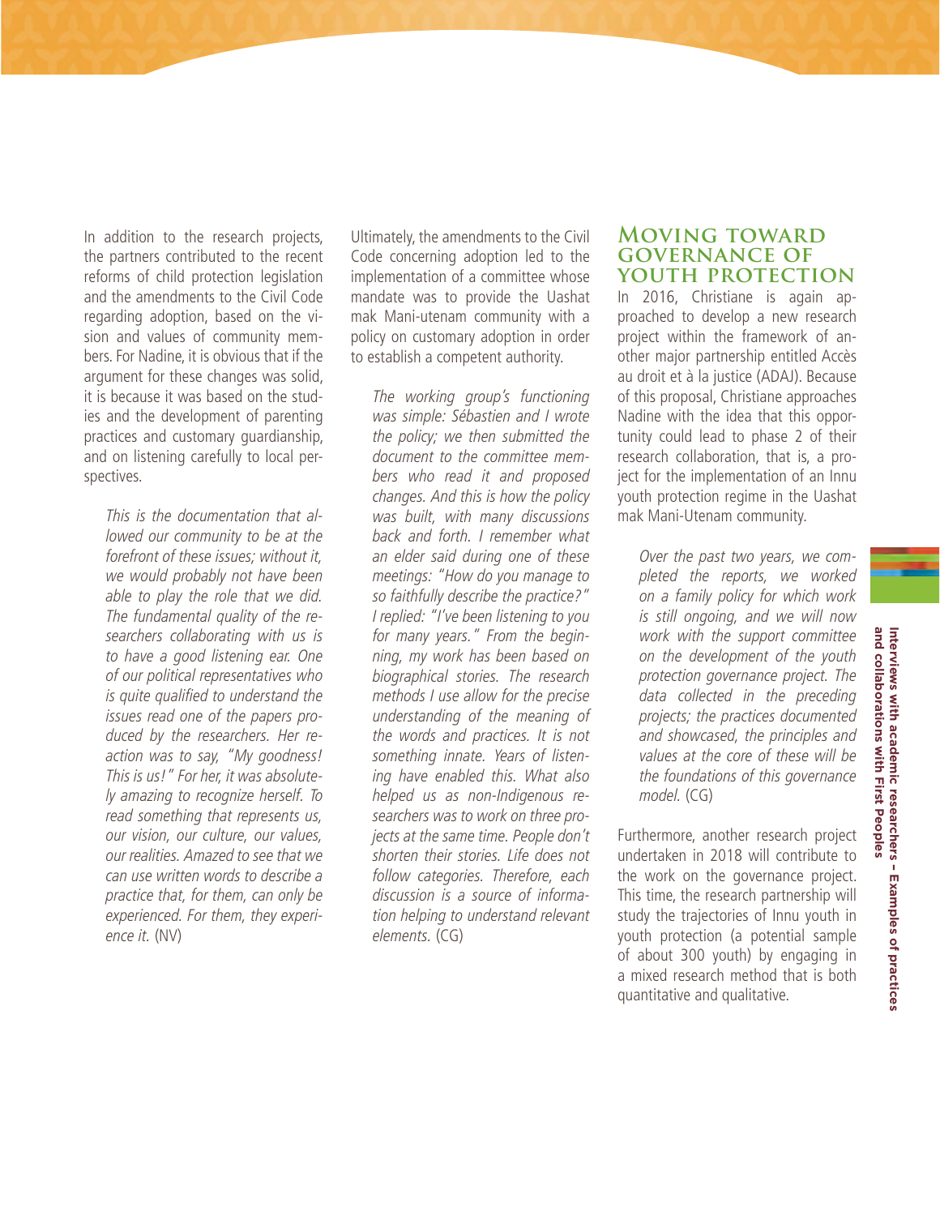In addition to the research projects, the partners contributed to the recent reforms of child protection legislation and the amendments to the Civil Code regarding adoption, based on the vision and values of community members. For Nadine, it is obvious that if the argument for these changes was solid, it is because it was based on the studies and the development of parenting practices and customary guardianship, and on listening carefully to local perspectives.

> *This is the documentation that allowed our community to be at the forefront of these issues; without it, we would probably not have been able to play the role that we did. The fundamental quality of the researchers collaborating with us is to have a good listening ear. One of our political representatives who is quite qualified to understand the issues read one of the papers produced by the researchers. Her reaction was to say, "My goodness! This is us!" For her, it was absolutely amazing to recognize herself. To read something that represents us, our vision, our culture, our values, our realities. Amazed to see that we can use written words to describe a practice that, for them, can only be experienced. For them, they experience it.* (NV)

Ultimately, the amendments to the Civil Code concerning adoption led to the implementation of a committee whose mandate was to provide the Uashat mak Mani-utenam community with a policy on customary adoption in order to establish a competent authority.

> *The working group's functioning was simple: Sébastien and I wrote the policy; we then submitted the document to the committee members who read it and proposed changes. And this is how the policy was built, with many discussions back and forth. I remember what an elder said during one of these meetings: "How do you manage to so faithfully describe the practice?" I replied: "I've been listening to you for many years." From the beginning, my work has been based on biographical stories. The research methods I use allow for the precise understanding of the meaning of the words and practices. It is not something innate. Years of listening have enabled this. What also helped us as non-Indigenous researchers was to work on three projects at the same time. People don't shorten their stories. Life does not follow categories. Therefore, each discussion is a source of information helping to understand relevant elements.* (CG)

## Moving toward governance of youth protection

In 2016, Christiane is again approached to develop a new research project within the framework of another major partnership entitled Accès au droit et à la justice (ADAJ). Because of this proposal, Christiane approaches Nadine with the idea that this opportunity could lead to phase 2 of their research collaboration, that is, a project for the implementation of an Innu youth protection regime in the Uashat mak Mani-Utenam community.

> *Over the past two years, we completed the reports, we worked on a family policy for which work is still ongoing, and we will now work with the support committee on the development of the youth protection governance project. The data collected in the preceding projects; the practices documented and showcased, the principles and values at the core of these will be the foundations of this governance model.* (CG)

Furthermore, another research project undertaken in 2018 will contribute to the work on the governance project. This time, the research partnership will study the trajectories of Innu youth in youth protection (a potential sample of about 300 youth) by engaging in a mixed research method that is both quantitative and qualitative.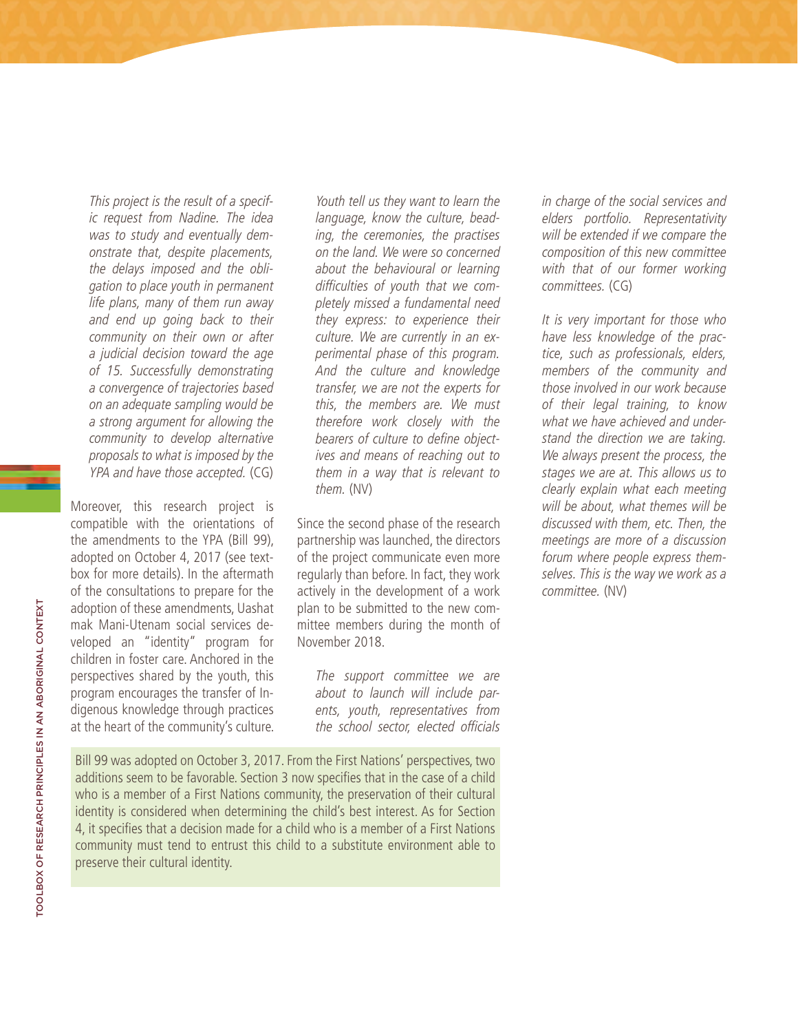*This project is the result of a specific request from Nadine. The idea was to study and eventually demonstrate that, despite placements, the delays imposed and the obligation to place youth in permanent life plans, many of them run away and end up going back to their community on their own or after a judicial decision toward the age of 15. Successfully demonstrating a convergence of trajectories based on an adequate sampling would be a strong argument for allowing the community to develop alternative proposals to what is imposed by the YPA and have those accepted.* (CG)

Moreover, this research project is compatible with the orientations of the amendments to the YPA (Bill 99), adopted on October 4, 2017 (see textbox for more details). In the aftermath of the consultations to prepare for the adoption of these amendments, Uashat mak Mani-Utenam social services developed an "identity" program for children in foster care. Anchored in the perspectives shared by the youth, this program encourages the transfer of Indigenous knowledge through practices at the heart of the community's culture.

*Youth tell us they want to learn the language, know the culture, beading, the ceremonies, the practises on the land. We were so concerned about the behavioural or learning difficulties of youth that we completely missed a fundamental need they express: to experience their culture. We are currently in an experimental phase of this program. And the culture and knowledge transfer, we are not the experts for this, the members are. We must therefore work closely with the bearers of culture to define objectives and means of reaching out to them in a way that is relevant to them.* (NV)

Since the second phase of the research partnership was launched, the directors of the project communicate even more regularly than before. In fact, they work actively in the development of a work plan to be submitted to the new committee members during the month of November 2018.

*The support committee we are about to launch will include parents, youth, representatives from the school sector, elected officials in charge of the social services and elders portfolio. Representativity will be extended if we compare the composition of this new committee with that of our former working committees.* (CG)

*It is very important for those who have less knowledge of the practice, such as professionals, elders, members of the community and those involved in our work because of their legal training, to know what we have achieved and understand the direction we are taking. We always present the process, the stages we are at. This allows us to clearly explain what each meeting will be about, what themes will be discussed with them, etc. Then, the meetings are more of a discussion forum where people express themselves. This is the way we work as a committee.* (NV)

Bill 99 was adopted on October 3, 2017. From the First Nations' perspectives, two additions seem to be favorable. Section 3 now specifies that in the case of a child who is a member of a First Nations community, the preservation of their cultural identity is considered when determining the child's best interest. As for Section 4, it specifies that a decision made for a child who is a member of a First Nations community must tend to entrust this child to a substitute environment able to preserve their cultural identity.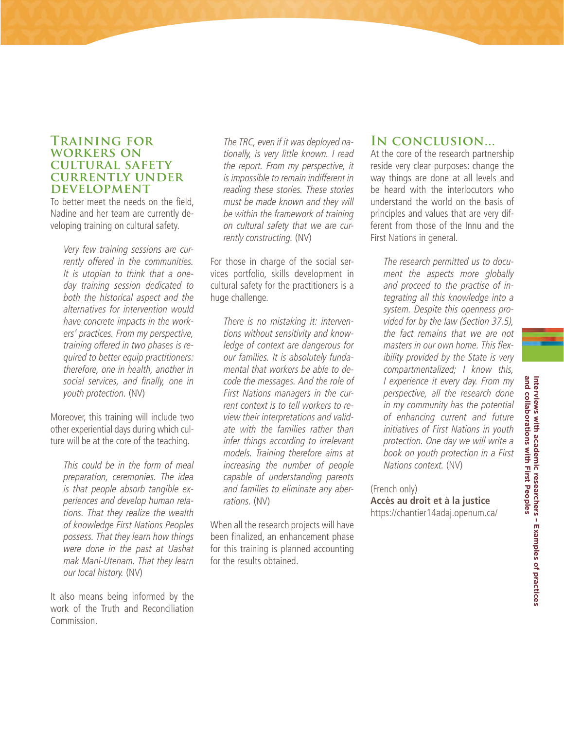## Training for workers on cultural safety currently under development

To better meet the needs on the field, Nadine and her team are currently developing training on cultural safety.

> *Very few training sessions are currently offered in the communities. It is utopian to think that a one-day training session dedicated to both the historical aspect and the alternatives for intervention would have concrete impacts in the workers' practices. From my perspective, training offered in two phases is required to better equip practitioners: therefore, one in health, another in social services, and finally, one in youth protection.* (NV)

Moreover, this training will include two other experiential days during which culture will be at the core of the teaching.

> *This could be in the form of meal preparation, ceremonies. The idea is that people absorb tangible experiences and develop human relations. That they realize the wealth of knowledge First Nations Peoples possess. That they learn how things were done in the past at Uashat mak Mani-Utenam. That they learn our local history.* (NV)

It also means being informed by the work of the Truth and Reconciliation Commission.

> *The TRC, even if it was deployed nationally, is very little known. I read the report. From my perspective, it is impossible to remain indifferent in reading these stories. These stories must be made known and they will be within the framework of training on cultural safety that we are currently constructing.* (NV)

For those in charge of the social services portfolio, skills development in cultural safety for the practitioners is a huge challenge.

> *There is no mistaking it: interventions without sensitivity and knowledge of context are dangerous for our families. It is absolutely fundamental that workers be able to decode the messages. And the role of First Nations managers in the current context is to tell workers to review their interpretations and validate with the families rather than infer things according to irrelevant models. Training therefore aims at increasing the number of people capable of understanding parents and families to eliminate any aberrations.* (NV)

When all the research projects will have been finalized, an enhancement phase for this training is planned accounting for the results obtained.

## In conclusion...

At the core of the research partnership reside very clear purposes: change the way things are done at all levels and be heard with the interlocutors who understand the world on the basis of principles and values that are very different from those of the Innu and the First Nations in general.

> *The research permitted us to document the aspects more globally and proceed to the practise of integrating all this knowledge into a system. Despite this openness provided for by the law (Section 37.5), the fact remains that we are not masters in our own home. This flexibility provided by the State is very compartmentalized; I know this, I experience it every day. From my perspective, all the research done in my community has the potential of enhancing current and future initiatives of First Nations in youth protection. One day we will write a book on youth protection in a First Nations context.* (NV)

(French only)
**Accès au droit et à la justice**
https://chantier14adaj.openum.ca/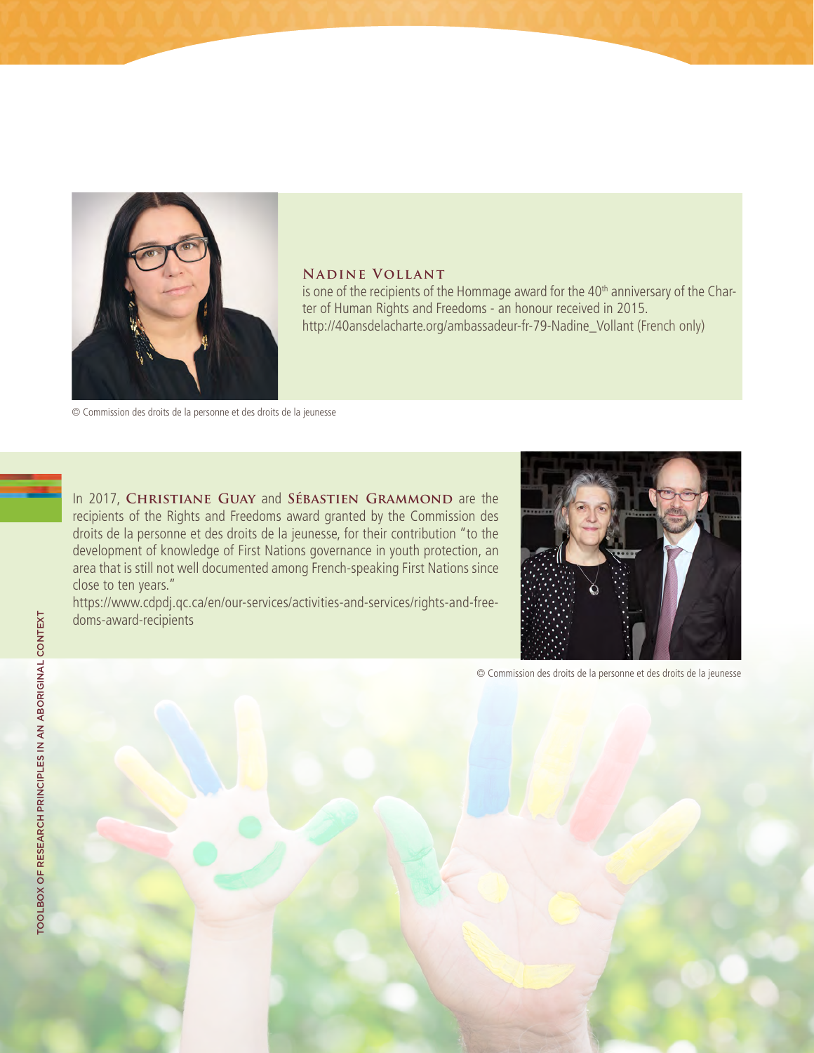**Nadine Vollant**
is one of the recipients of the Hommage award for the 40th anniversary of the Charter of Human Rights and Freedoms - an honour received in 2015.
http://40ansdelacharte.org/ambassadeur-fr-79-Nadine_Vollant (French only)

© Commission des droits de la personne et des droits de la jeunesse

In 2017, **Christiane Guay** and **Sébastien Grammond** are the recipients of the Rights and Freedoms award granted by the Commission des droits de la personne et des droits de la jeunesse, for their contribution "to the development of knowledge of First Nations governance in youth protection, an area that is still not well documented among French-speaking First Nations since close to ten years."
https://www.cdpdj.qc.ca/en/our-services/activities-and-services/rights-and-freedoms-award-recipients

© Commission des droits de la personne et des droits de la jeunesse